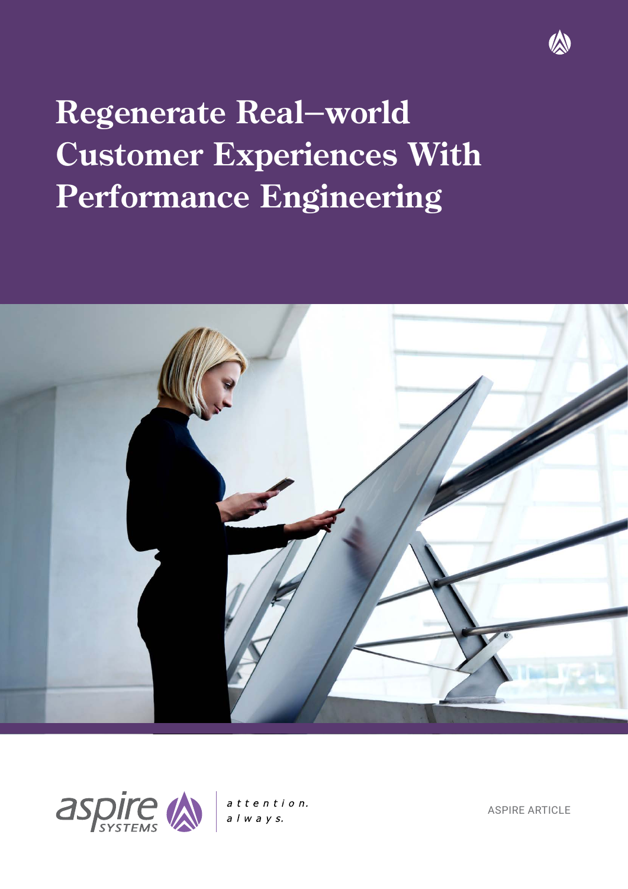# Regenerate Real–world Customer Experiences With Performance Engineering

aspire SYSTEMS

attention. always.

ASPIRE ARTICLE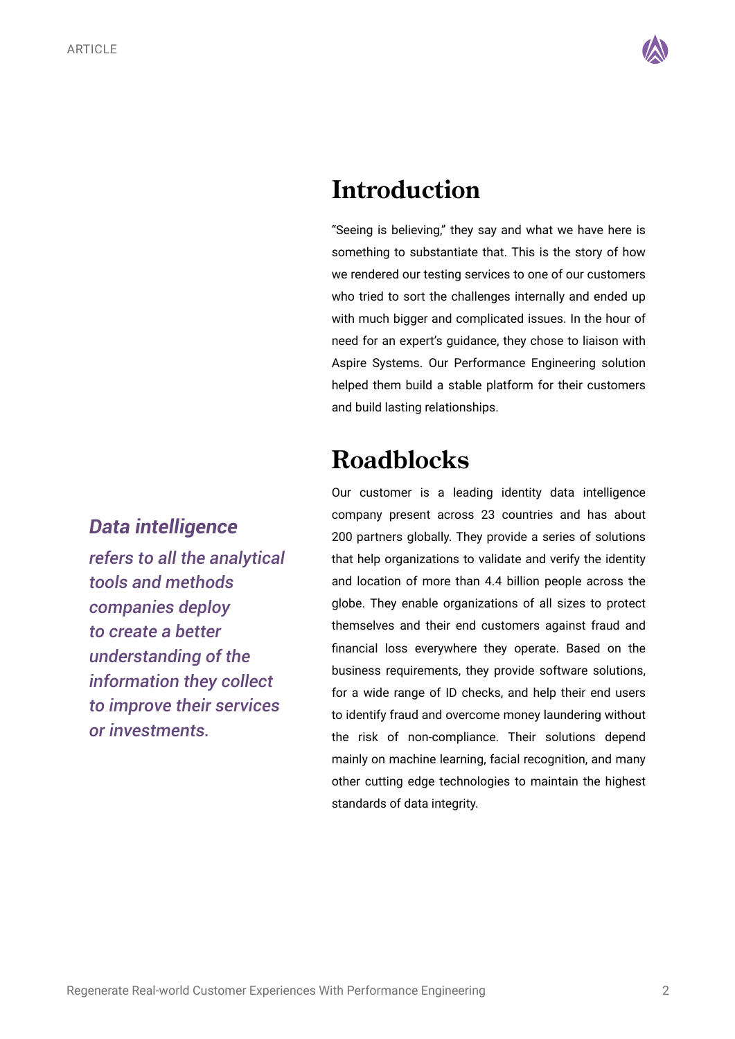## Introduction

"Seeing is believing," they say and what we have here is something to substantiate that. This is the story of how we rendered our testing services to one of our customers who tried to sort the challenges internally and ended up with much bigger and complicated issues. In the hour of need for an expert's guidance, they chose to liaison with Aspire Systems. Our Performance Engineering solution helped them build a stable platform for their customers and build lasting relationships.

## Roadblocks

***Data intelligence***

*refers to all the analytical tools and methods companies deploy to create a better understanding of the information they collect to improve their services or investments.*

Our customer is a leading identity data intelligence company present across 23 countries and has about 200 partners globally. They provide a series of solutions that help organizations to validate and verify the identity and location of more than 4.4 billion people across the globe. They enable organizations of all sizes to protect themselves and their end customers against fraud and financial loss everywhere they operate. Based on the business requirements, they provide software solutions, for a wide range of ID checks, and help their end users to identify fraud and overcome money laundering without the risk of non-compliance. Their solutions depend mainly on machine learning, facial recognition, and many other cutting edge technologies to maintain the highest standards of data integrity.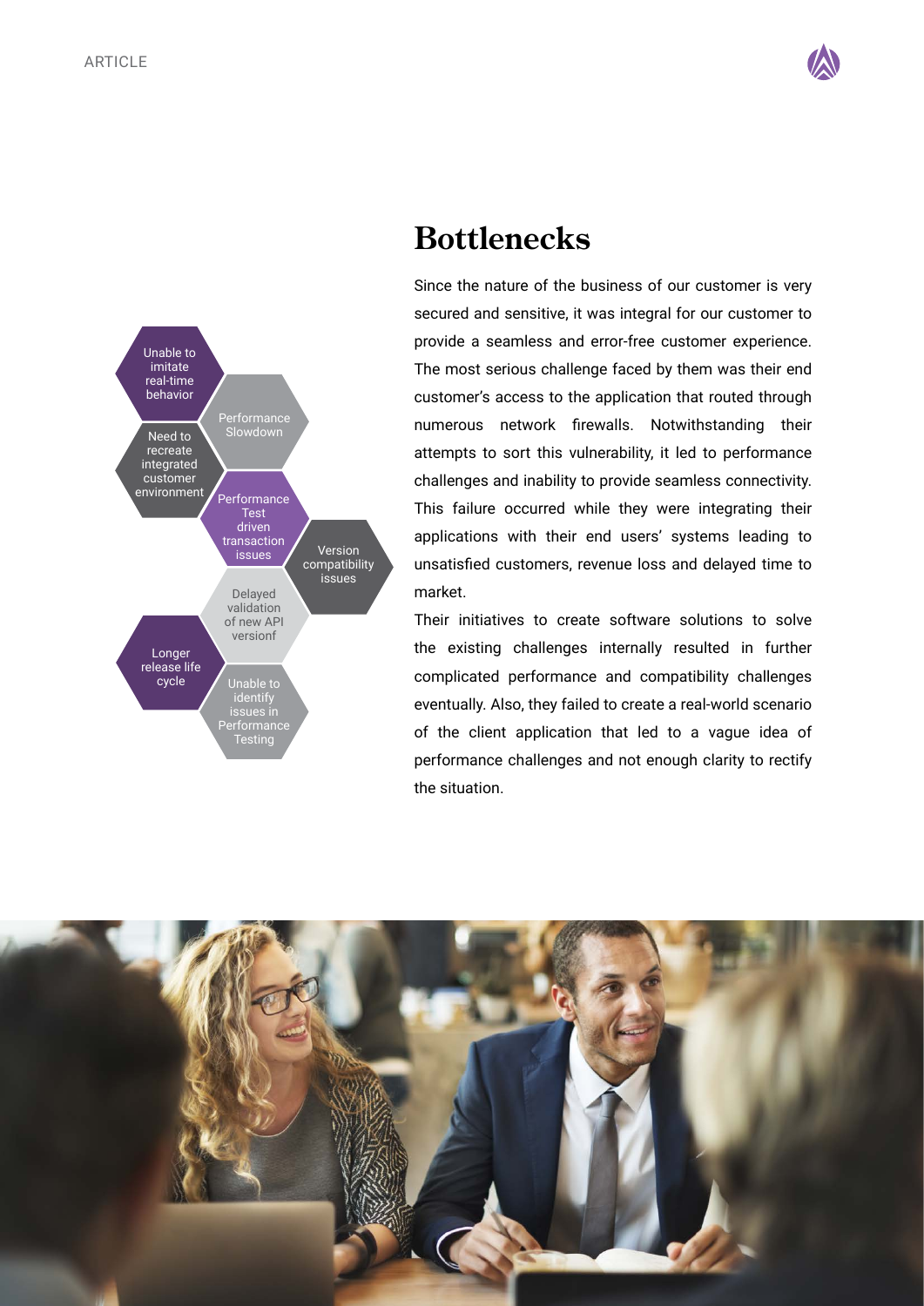- Unable to imitate real-time behavior
- Performance Slowdown
- Need to recreate integrated customer environment
- Performance Test driven transaction issues
- Version compatibility issues
- Delayed validation of new API versionf
- Longer release life cycle
- Unable to identify issues in Performance Testing

# Bottlenecks

Since the nature of the business of our customer is very secured and sensitive, it was integral for our customer to provide a seamless and error-free customer experience. The most serious challenge faced by them was their end customer's access to the application that routed through numerous network firewalls. Notwithstanding their attempts to sort this vulnerability, it led to performance challenges and inability to provide seamless connectivity. This failure occurred while they were integrating their applications with their end users' systems leading to unsatisfied customers, revenue loss and delayed time to market.

Their initiatives to create software solutions to solve the existing challenges internally resulted in further complicated performance and compatibility challenges eventually. Also, they failed to create a real-world scenario of the client application that led to a vague idea of performance challenges and not enough clarity to rectify the situation.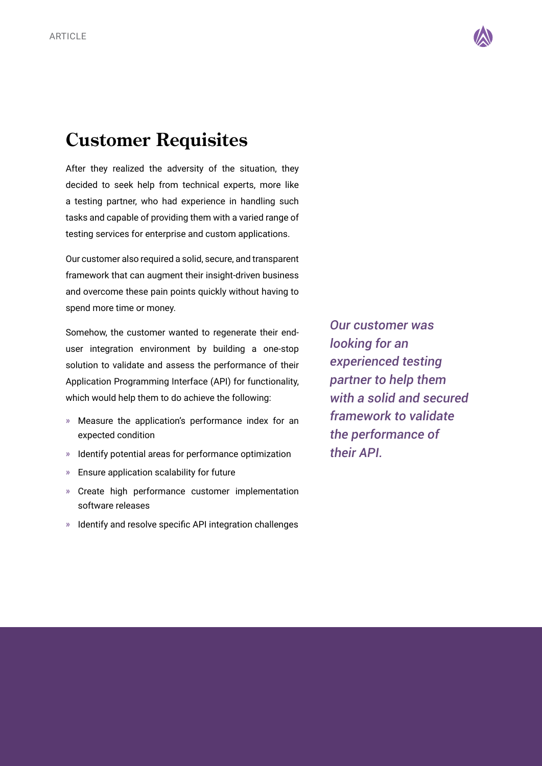## Customer Requisites

After they realized the adversity of the situation, they decided to seek help from technical experts, more like a testing partner, who had experience in handling such tasks and capable of providing them with a varied range of testing services for enterprise and custom applications.

Our customer also required a solid, secure, and transparent framework that can augment their insight-driven business and overcome these pain points quickly without having to spend more time or money.

Somehow, the customer wanted to regenerate their end-user integration environment by building a one-stop solution to validate and assess the performance of their Application Programming Interface (API) for functionality, which would help them to do achieve the following:

- Measure the application's performance index for an expected condition
- Identify potential areas for performance optimization
- Ensure application scalability for future
- Create high performance customer implementation software releases
- Identify and resolve specific API integration challenges

*Our customer was looking for an experienced testing partner to help them with a solid and secured framework to validate the performance of their API.*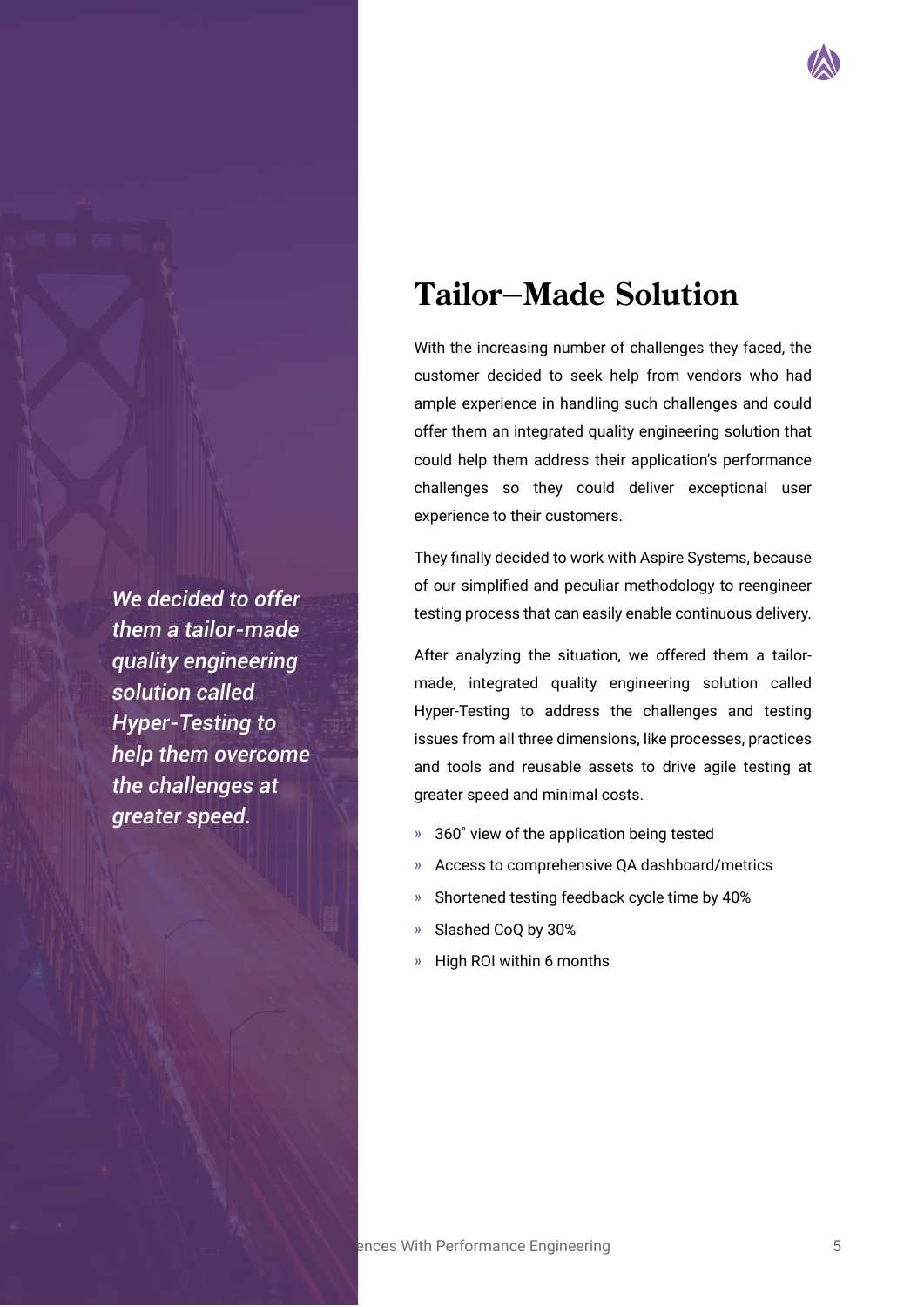## Tailor–Made Solution

*We decided to offer them a tailor-made quality engineering solution called Hyper-Testing to help them overcome the challenges at greater speed.*

With the increasing number of challenges they faced, the customer decided to seek help from vendors who had ample experience in handling such challenges and could offer them an integrated quality engineering solution that could help them address their application's performance challenges so they could deliver exceptional user experience to their customers.

They finally decided to work with Aspire Systems, because of our simplified and peculiar methodology to reengineer testing process that can easily enable continuous delivery.

After analyzing the situation, we offered them a tailor-made, integrated quality engineering solution called Hyper-Testing to address the challenges and testing issues from all three dimensions, like processes, practices and tools and reusable assets to drive agile testing at greater speed and minimal costs.

- 360˚ view of the application being tested
- Access to comprehensive QA dashboard/metrics
- Shortened testing feedback cycle time by 40%
- Slashed CoQ by 30%
- High ROI within 6 months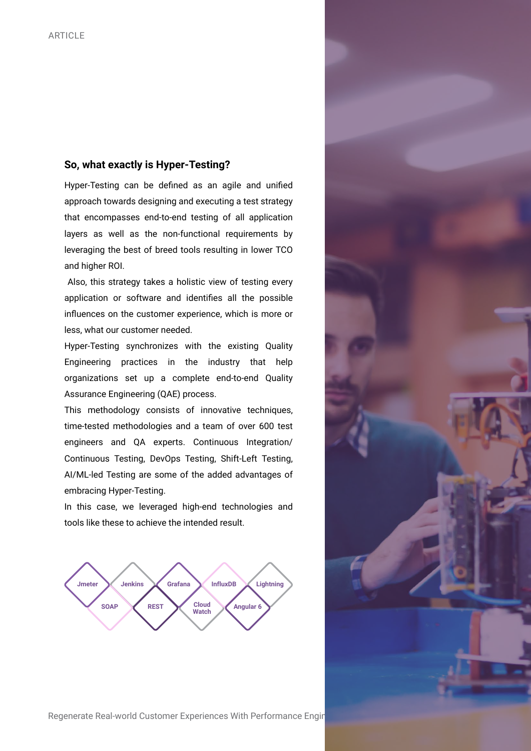### So, what exactly is Hyper-Testing?

Hyper-Testing can be defined as an agile and unified approach towards designing and executing a test strategy that encompasses end-to-end testing of all application layers as well as the non-functional requirements by leveraging the best of breed tools resulting in lower TCO and higher ROI.

Also, this strategy takes a holistic view of testing every application or software and identifies all the possible influences on the customer experience, which is more or less, what our customer needed.

Hyper-Testing synchronizes with the existing Quality Engineering practices in the industry that help organizations set up a complete end-to-end Quality Assurance Engineering (QAE) process.

This methodology consists of innovative techniques, time-tested methodologies and a team of over 600 test engineers and QA experts. Continuous Integration/ Continuous Testing, DevOps Testing, Shift-Left Testing, AI/ML-led Testing are some of the added advantages of embracing Hyper-Testing.

In this case, we leveraged high-end technologies and tools like these to achieve the intended result.

Jmeter, Jenkins, Grafana, InfluxDB, Lightning, SOAP, REST, Cloud Watch, Angular 6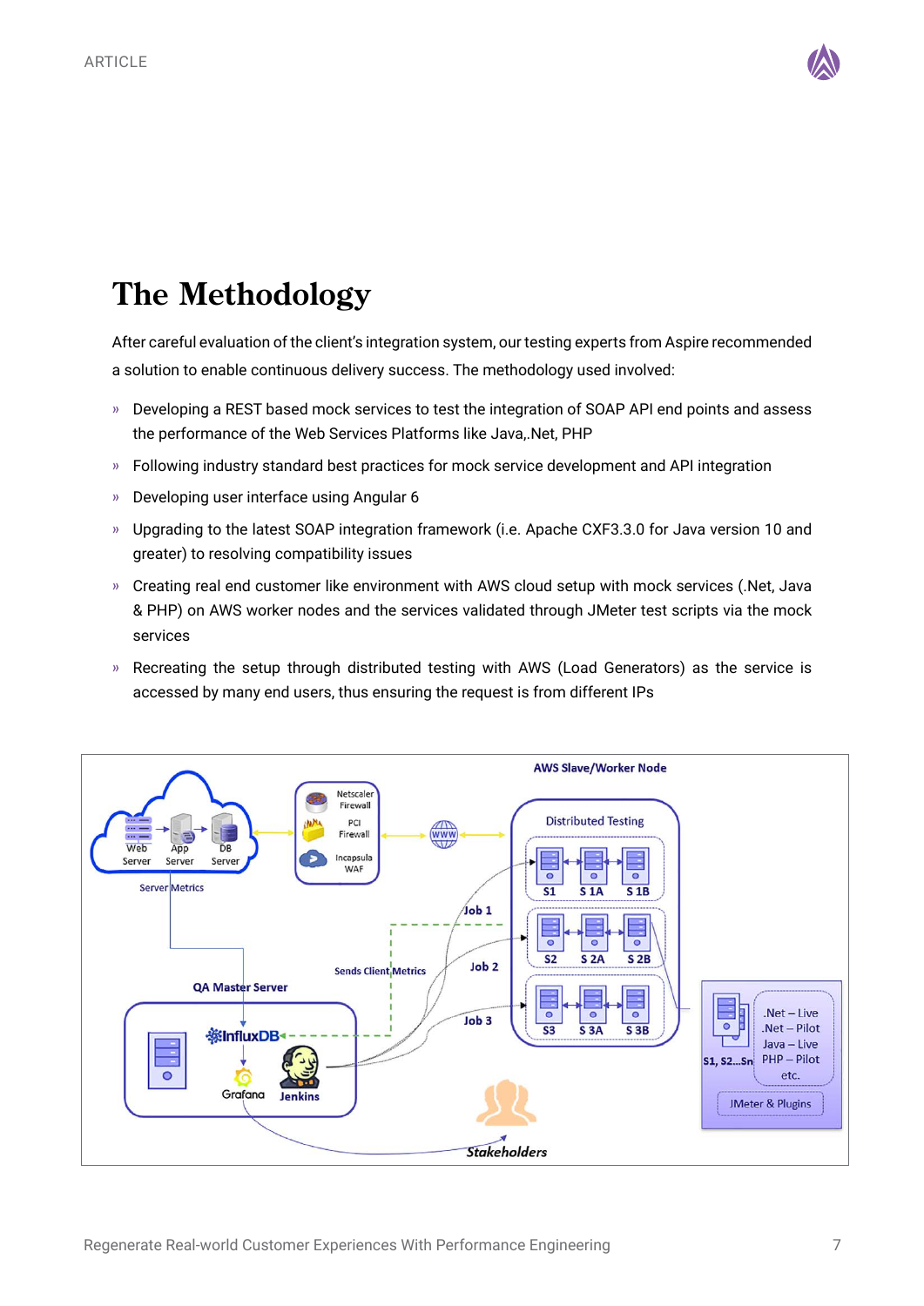# The Methodology

After careful evaluation of the client's integration system, our testing experts from Aspire recommended a solution to enable continuous delivery success. The methodology used involved:

- Developing a REST based mock services to test the integration of SOAP API end points and assess the performance of the Web Services Platforms like Java,.Net, PHP
- Following industry standard best practices for mock service development and API integration
- Developing user interface using Angular 6
- Upgrading to the latest SOAP integration framework (i.e. Apache CXF3.3.0 for Java version 10 and greater) to resolving compatibility issues
- Creating real end customer like environment with AWS cloud setup with mock services (.Net, Java & PHP) on AWS worker nodes and the services validated through JMeter test scripts via the mock services
- Recreating the setup through distributed testing with AWS (Load Generators) as the service is accessed by many end users, thus ensuring the request is from different IPs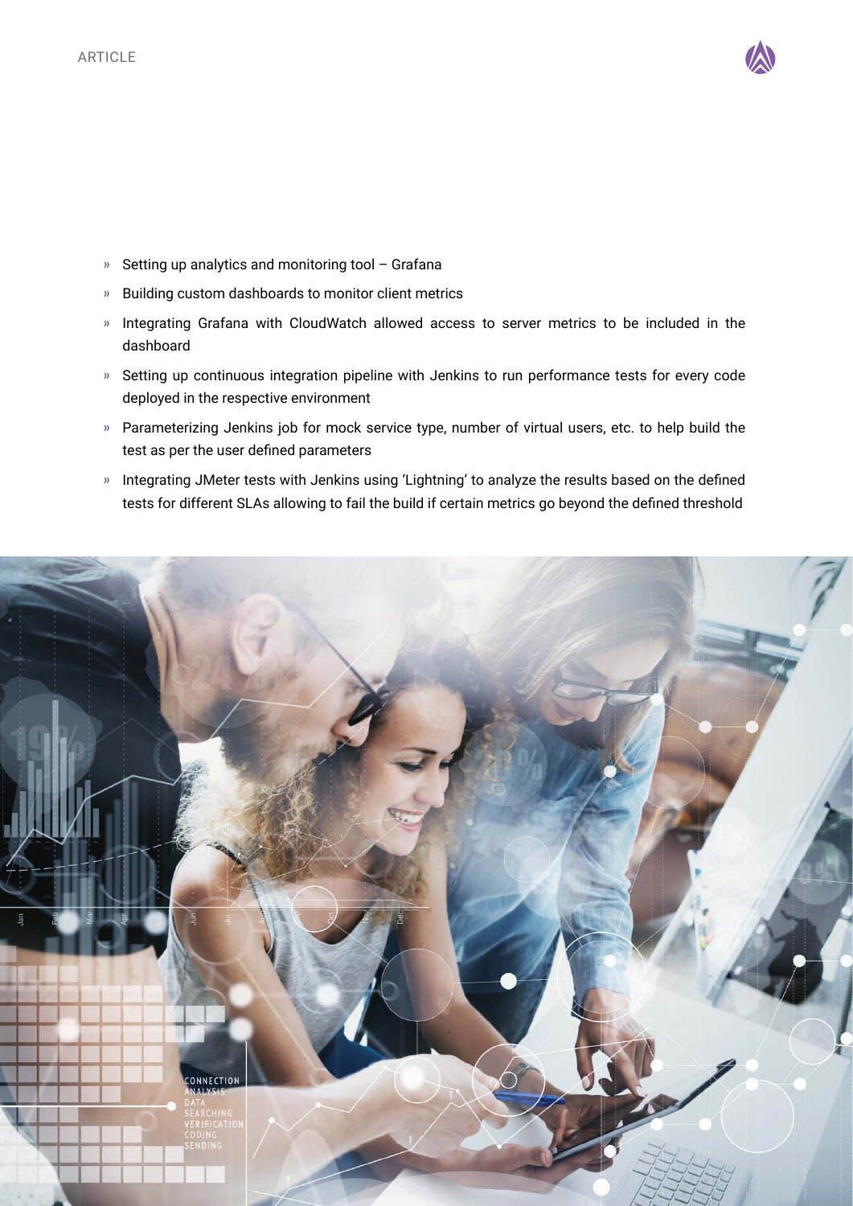- Setting up analytics and monitoring tool – Grafana
- Building custom dashboards to monitor client metrics
- Integrating Grafana with CloudWatch allowed access to server metrics to be included in the dashboard
- Setting up continuous integration pipeline with Jenkins to run performance tests for every code deployed in the respective environment
- Parameterizing Jenkins job for mock service type, number of virtual users, etc. to help build the test as per the user defined parameters
- Integrating JMeter tests with Jenkins using 'Lightning' to analyze the results based on the defined tests for different SLAs allowing to fail the build if certain metrics go beyond the defined threshold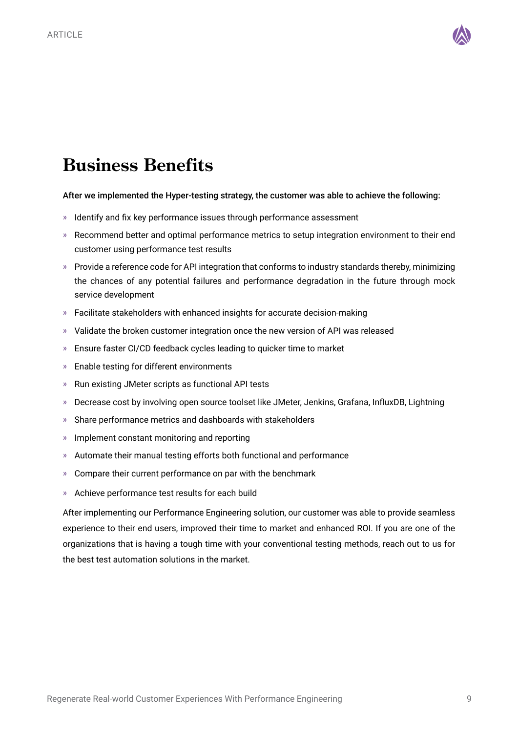# Business Benefits

**After we implemented the Hyper-testing strategy, the customer was able to achieve the following:**

- Identify and fix key performance issues through performance assessment
- Recommend better and optimal performance metrics to setup integration environment to their end customer using performance test results
- Provide a reference code for API integration that conforms to industry standards thereby, minimizing the chances of any potential failures and performance degradation in the future through mock service development
- Facilitate stakeholders with enhanced insights for accurate decision-making
- Validate the broken customer integration once the new version of API was released
- Ensure faster CI/CD feedback cycles leading to quicker time to market
- Enable testing for different environments
- Run existing JMeter scripts as functional API tests
- Decrease cost by involving open source toolset like JMeter, Jenkins, Grafana, InfluxDB, Lightning
- Share performance metrics and dashboards with stakeholders
- Implement constant monitoring and reporting
- Automate their manual testing efforts both functional and performance
- Compare their current performance on par with the benchmark
- Achieve performance test results for each build

After implementing our Performance Engineering solution, our customer was able to provide seamless experience to their end users, improved their time to market and enhanced ROI. If you are one of the organizations that is having a tough time with your conventional testing methods, reach out to us for the best test automation solutions in the market.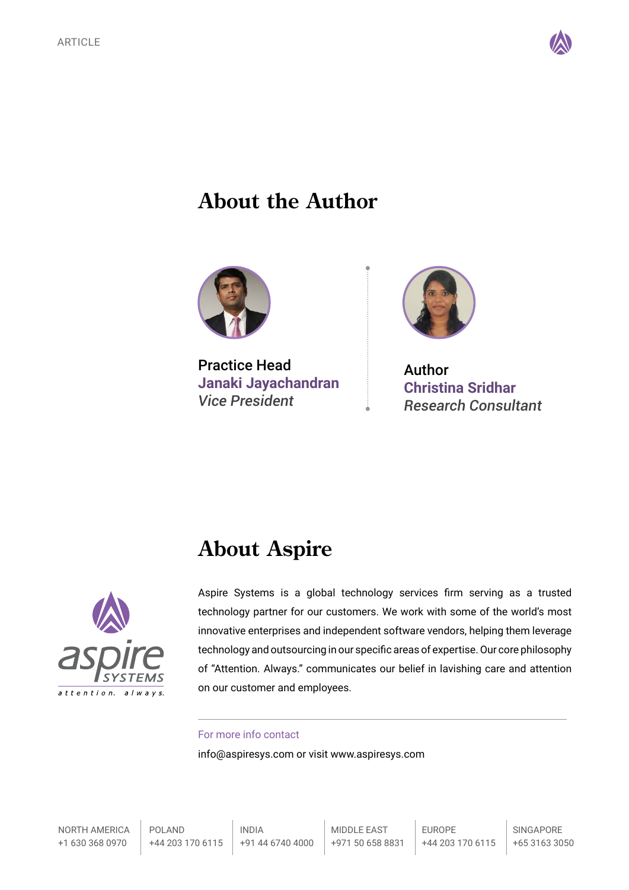## About the Author

Practice Head
**Janaki Jayachandran**
*Vice President*

Author
**Christina Sridhar**
*Research Consultant*

## About Aspire

aspire SYSTEMS
attention. always.

Aspire Systems is a global technology services firm serving as a trusted technology partner for our customers. We work with some of the world's most innovative enterprises and independent software vendors, helping them leverage technology and outsourcing in our specific areas of expertise. Our core philosophy of "Attention. Always." communicates our belief in lavishing care and attention on our customer and employees.

For more info contact

info@aspiresys.com or visit www.aspiresys.com

| NORTH AMERICA | POLAND | INDIA | MIDDLE EAST | EUROPE | SINGAPORE |
|---|---|---|---|---|---|
| +1 630 368 0970 | +44 203 170 6115 | +91 44 6740 4000 | +971 50 658 8831 | +44 203 170 6115 | +65 3163 3050 |